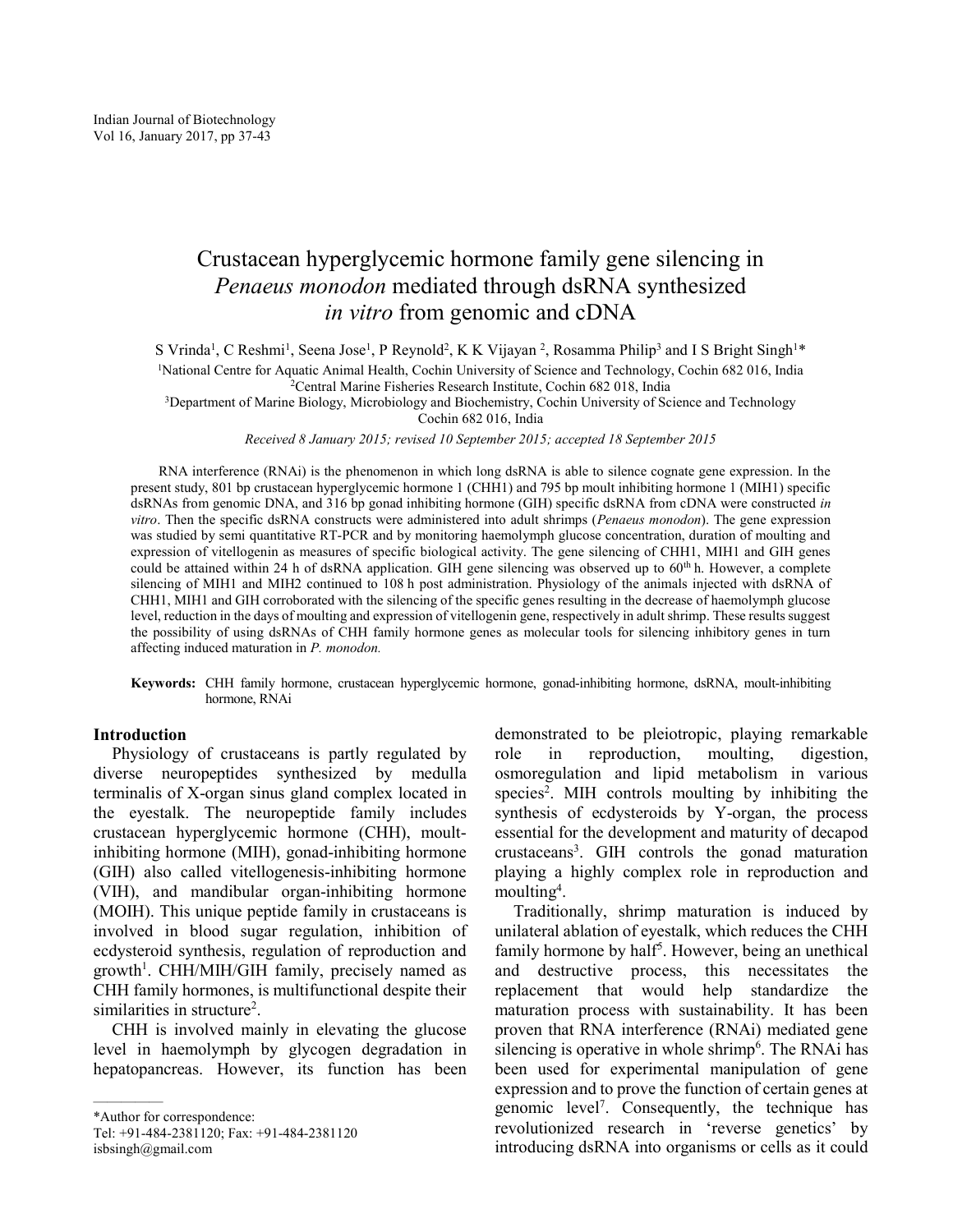# Crustacean hyperglycemic hormone family gene silencing in *Penaeus monodon* mediated through dsRNA synthesized *in vitro* from genomic and cDNA

S Vrinda[1], C Reshmi[1], Seena Jose[1], P Reynold[2], K K Vijayan [2], Rosamma Philip[3] and I S Bright Singh[1]*

[1]National Centre for Aquatic Animal Health, Cochin University of Science and Technology, Cochin 682 016, India
[2]Central Marine Fisheries Research Institute, Cochin 682 018, India
[3]Department of Marine Biology, Microbiology and Biochemistry, Cochin University of Science and Technology Cochin 682 016, India

*Received 8 January 2015; revised 10 September 2015; accepted 18 September 2015*

RNA interference (RNAi) is the phenomenon in which long dsRNA is able to silence cognate gene expression. In the present study, 801 bp crustacean hyperglycemic hormone 1 (CHH1) and 795 bp moult inhibiting hormone 1 (MIH1) specific dsRNAs from genomic DNA, and 316 bp gonad inhibiting hormone (GIH) specific dsRNA from cDNA were constructed *in vitro*. Then the specific dsRNA constructs were administered into adult shrimps (*Penaeus monodon*). The gene expression was studied by semi quantitative RT-PCR and by monitoring haemolymph glucose concentration, duration of moulting and expression of vitellogenin as measures of specific biological activity. The gene silencing of CHH1, MIH1 and GIH genes could be attained within 24 h of dsRNA application. GIH gene silencing was observed up to 60$^{th}$ h. However, a complete silencing of MIH1 and MIH2 continued to 108 h post administration. Physiology of the animals injected with dsRNA of CHH1, MIH1 and GIH corroborated with the silencing of the specific genes resulting in the decrease of haemolymph glucose level, reduction in the days of moulting and expression of vitellogenin gene, respectively in adult shrimp. These results suggest the possibility of using dsRNAs of CHH family hormone genes as molecular tools for silencing inhibitory genes in turn affecting induced maturation in *P. monodon.*

**Keywords:** CHH family hormone, crustacean hyperglycemic hormone, gonad-inhibiting hormone, dsRNA, moult-inhibiting hormone, RNAi

## Introduction

Physiology of crustaceans is partly regulated by diverse neuropeptides synthesized by medulla terminalis of X-organ sinus gland complex located in the eyestalk. The neuropeptide family includes crustacean hyperglycemic hormone (CHH), moult-inhibiting hormone (MIH), gonad-inhibiting hormone (GIH) also called vitellogenesis-inhibiting hormone (VIH), and mandibular organ-inhibiting hormone (MOIH). This unique peptide family in crustaceans is involved in blood sugar regulation, inhibition of ecdysteroid synthesis, regulation of reproduction and growth[1]. CHH/MIH/GIH family, precisely named as CHH family hormones, is multifunctional despite their similarities in structure[2].

CHH is involved mainly in elevating the glucose level in haemolymph by glycogen degradation in hepatopancreas. However, its function has been demonstrated to be pleiotropic, playing remarkable role in reproduction, moulting, digestion, osmoregulation and lipid metabolism in various species[2]. MIH controls moulting by inhibiting the synthesis of ecdysteroids by Y-organ, the process essential for the development and maturity of decapod crustaceans[3]. GIH controls the gonad maturation playing a highly complex role in reproduction and moulting[4].

Traditionally, shrimp maturation is induced by unilateral ablation of eyestalk, which reduces the CHH family hormone by half[5]. However, being an unethical and destructive process, this necessitates the replacement that would help standardize the maturation process with sustainability. It has been proven that RNA interference (RNAi) mediated gene silencing is operative in whole shrimp[6]. The RNAi has been used for experimental manipulation of gene expression and to prove the function of certain genes at genomic level[7]. Consequently, the technique has revolutionized research in 'reverse genetics' by introducing dsRNA into organisms or cells as it could

*Author for correspondence:
Tel: +91-484-2381120; Fax: +91-484-2381120
isbsingh@gmail.com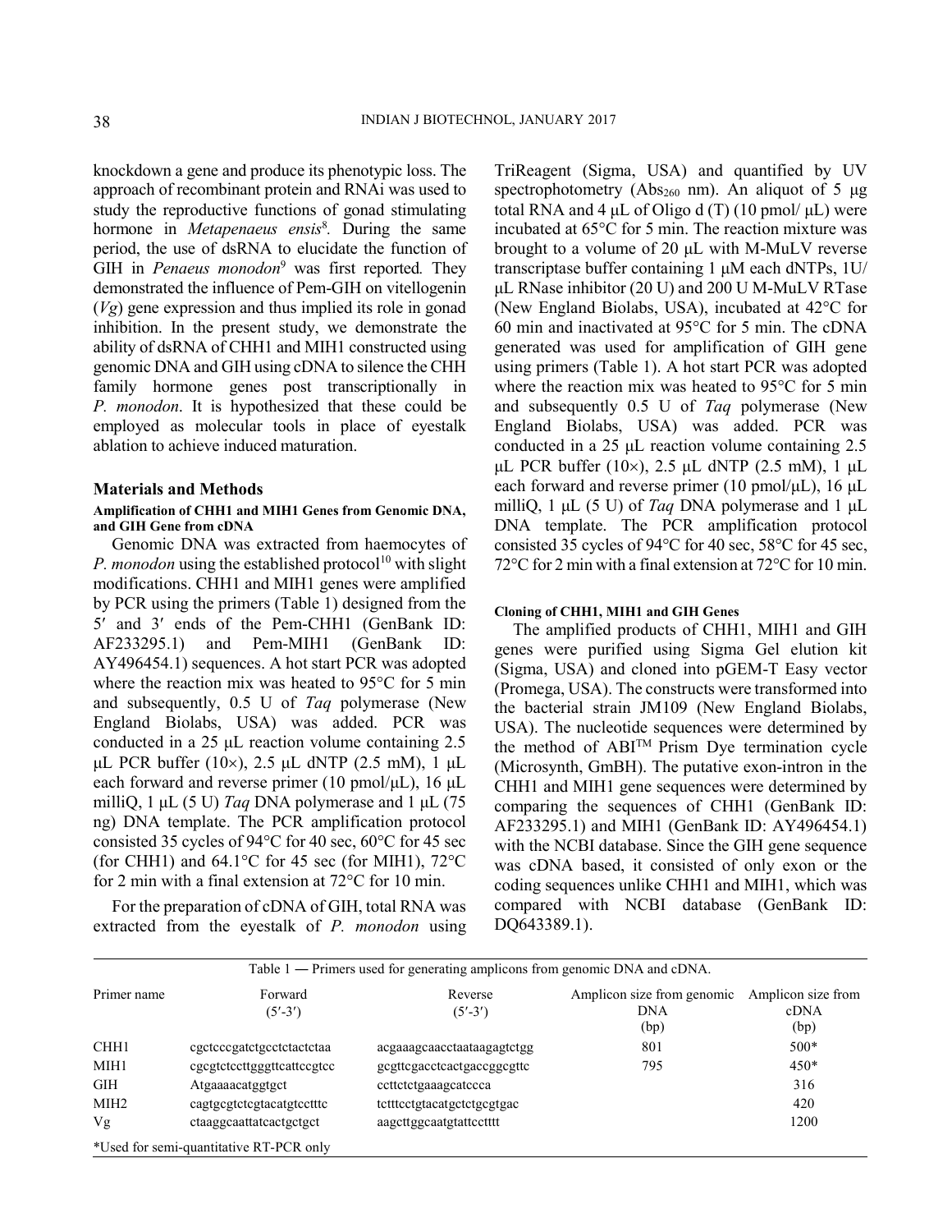knockdown a gene and produce its phenotypic loss. The approach of recombinant protein and RNAi was used to study the reproductive functions of gonad stimulating hormone in *Metapenaeus ensis*[8]. During the same period, the use of dsRNA to elucidate the function of GIH in *Penaeus monodon*[9] was first reported. They demonstrated the influence of Pem-GIH on vitellogenin (*Vg*) gene expression and thus implied its role in gonad inhibition. In the present study, we demonstrate the ability of dsRNA of CHH1 and MIH1 constructed using genomic DNA and GIH using cDNA to silence the CHH family hormone genes post transcriptionally in *P. monodon*. It is hypothesized that these could be employed as molecular tools in place of eyestalk ablation to achieve induced maturation.

## Materials and Methods

### Amplification of CHH1 and MIH1 Genes from Genomic DNA, and GIH Gene from cDNA

Genomic DNA was extracted from haemocytes of *P. monodon* using the established protocol[10] with slight modifications. CHH1 and MIH1 genes were amplified by PCR using the primers (Table 1) designed from the 5′ and 3′ ends of the Pem-CHH1 (GenBank ID: AF233295.1) and Pem-MIH1 (GenBank ID: AY496454.1) sequences. A hot start PCR was adopted where the reaction mix was heated to 95°C for 5 min and subsequently, 0.5 U of *Taq* polymerase (New England Biolabs, USA) was added. PCR was conducted in a 25 μL reaction volume containing 2.5 μL PCR buffer (10×), 2.5 μL dNTP (2.5 mM), 1 μL each forward and reverse primer (10 pmol/μL), 16 μL milliQ, 1 μL (5 U) *Taq* DNA polymerase and 1 μL (75 ng) DNA template. The PCR amplification protocol consisted 35 cycles of 94°C for 40 sec, 60°C for 45 sec (for CHH1) and 64.1°C for 45 sec (for MIH1), 72°C for 2 min with a final extension at 72°C for 10 min.

For the preparation of cDNA of GIH, total RNA was extracted from the eyestalk of *P. monodon* using TriReagent (Sigma, USA) and quantified by UV spectrophotometry ($Abs_{260}$ nm). An aliquot of 5 μg total RNA and 4 μL of Oligo d (T) (10 pmol/ μL) were incubated at 65°C for 5 min. The reaction mixture was brought to a volume of 20 μL with M-MuLV reverse transcriptase buffer containing 1 μM each dNTPs, 1U/ μL RNase inhibitor (20 U) and 200 U M-MuLV RTase (New England Biolabs, USA), incubated at 42°C for 60 min and inactivated at 95°C for 5 min. The cDNA generated was used for amplification of GIH gene using primers (Table 1). A hot start PCR was adopted where the reaction mix was heated to 95°C for 5 min and subsequently 0.5 U of *Taq* polymerase (New England Biolabs, USA) was added. PCR was conducted in a 25 μL reaction volume containing 2.5 μL PCR buffer (10×), 2.5 μL dNTP (2.5 mM), 1 μL each forward and reverse primer (10 pmol/μL), 16 μL milliQ, 1 μL (5 U) of *Taq* DNA polymerase and 1 μL DNA template. The PCR amplification protocol consisted 35 cycles of 94°C for 40 sec, 58°C for 45 sec, 72°C for 2 min with a final extension at 72°C for 10 min.

### Cloning of CHH1, MIH1 and GIH Genes

The amplified products of CHH1, MIH1 and GIH genes were purified using Sigma Gel elution kit (Sigma, USA) and cloned into pGEM-T Easy vector (Promega, USA). The constructs were transformed into the bacterial strain JM109 (New England Biolabs, USA). The nucleotide sequences were determined by the method of ABI™ Prism Dye termination cycle (Microsynth, GmBH). The putative exon-intron in the CHH1 and MIH1 gene sequences were determined by comparing the sequences of CHH1 (GenBank ID: AF233295.1) and MIH1 (GenBank ID: AY496454.1) with the NCBI database. Since the GIH gene sequence was cDNA based, it consisted of only exon or the coding sequences unlike CHH1 and MIH1, which was compared with NCBI database (GenBank ID: DQ643389.1).

Table 1 — Primers used for generating amplicons from genomic DNA and cDNA.

| Primer name | Forward (5′-3′) | Reverse (5′-3′) | Amplicon size from genomic DNA (bp) | Amplicon size from cDNA (bp) |
|---|---|---|---|---|
| CHH1 | cgctcccgatctgcctctactctaa | acgaaagcaacctaataagagtctgg | 801 | 500* |
| MIH1 | cgcgtctccttgggttcattccgtcc | gcgttcgacctcactgaccggcgttc | 795 | 450* |
| GIH | Atgaaaacatggtgct | ccttctctgaaagcatccca | | 316 |
| MIH2 | cagtgcgtctcgtacatgtcctttc | tctttcctgtacatgctctgcgtgac | | 420 |
| Vg | ctaaggcaattatcactgctgct | aagcttggcaatgtattcctttt | | 1200 |

*Used for semi-quantitative RT-PCR only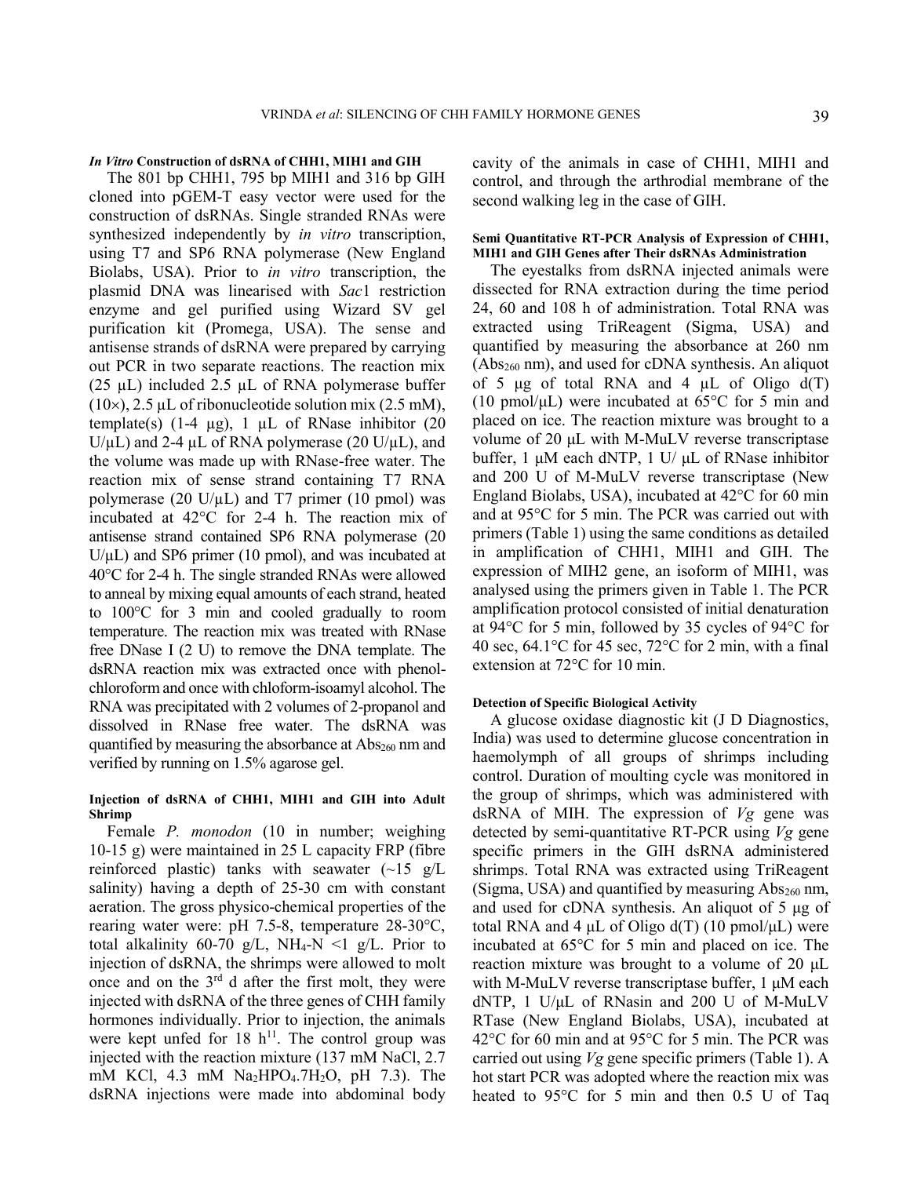### *In Vitro* Construction of dsRNA of CHH1, MIH1 and GIH

The 801 bp CHH1, 795 bp MIH1 and 316 bp GIH cloned into pGEM-T easy vector were used for the construction of dsRNAs. Single stranded RNAs were synthesized independently by *in vitro* transcription, using T7 and SP6 RNA polymerase (New England Biolabs, USA). Prior to *in vitro* transcription, the plasmid DNA was linearised with *Sac*1 restriction enzyme and gel purified using Wizard SV gel purification kit (Promega, USA). The sense and antisense strands of dsRNA were prepared by carrying out PCR in two separate reactions. The reaction mix (25 µL) included 2.5 µL of RNA polymerase buffer (10×), 2.5 µL of ribonucleotide solution mix (2.5 mM), template(s) (1-4 µg), 1 µL of RNase inhibitor (20 U/µL) and 2-4 µL of RNA polymerase (20 U/µL), and the volume was made up with RNase-free water. The reaction mix of sense strand containing T7 RNA polymerase (20 U/µL) and T7 primer (10 pmol) was incubated at 42°C for 2-4 h. The reaction mix of antisense strand contained SP6 RNA polymerase (20 U/µL) and SP6 primer (10 pmol), and was incubated at 40°C for 2-4 h. The single stranded RNAs were allowed to anneal by mixing equal amounts of each strand, heated to 100°C for 3 min and cooled gradually to room temperature. The reaction mix was treated with RNase free DNase I (2 U) to remove the DNA template. The dsRNA reaction mix was extracted once with phenol-chloroform and once with chloroform-isoamyl alcohol. The RNA was precipitated with 2 volumes of 2-propanol and dissolved in RNase free water. The dsRNA was quantified by measuring the absorbance at $Abs_{260}$ nm and verified by running on 1.5% agarose gel.

#### Injection of dsRNA of CHH1, MIH1 and GIH into Adult Shrimp

Female *P. monodon* (10 in number; weighing 10-15 g) were maintained in 25 L capacity FRP (fibre reinforced plastic) tanks with seawater (~15 g/L salinity) having a depth of 25-30 cm with constant aeration. The gross physico-chemical properties of the rearing water were: pH 7.5-8, temperature 28-30°C, total alkalinity 60-70 g/L, $NH_4$-N <1 g/L. Prior to injection of dsRNA, the shrimps were allowed to molt once and on the 3[rd] d after the first molt, they were injected with dsRNA of the three genes of CHH family hormones individually. Prior to injection, the animals were kept unfed for 18 h[11]. The control group was injected with the reaction mixture (137 mM NaCl, 2.7 mM KCl, 4.3 mM $Na_2HPO_4.7H_2O$, pH 7.3). The dsRNA injections were made into abdominal body cavity of the animals in case of CHH1, MIH1 and control, and through the arthrodial membrane of the second walking leg in the case of GIH.

#### Semi Quantitative RT-PCR Analysis of Expression of CHH1, MIH1 and GIH Genes after Their dsRNAs Administration

The eyestalks from dsRNA injected animals were dissected for RNA extraction during the time period 24, 60 and 108 h of administration. Total RNA was extracted using TriReagent (Sigma, USA) and quantified by measuring the absorbance at 260 nm ($Abs_{260}$ nm), and used for cDNA synthesis. An aliquot of 5 µg of total RNA and 4 µL of Oligo d(T) (10 pmol/µL) were incubated at 65°C for 5 min and placed on ice. The reaction mixture was brought to a volume of 20 µL with M-MuLV reverse transcriptase buffer, 1 µM each dNTP, 1 U/ µL of RNase inhibitor and 200 U of M-MuLV reverse transcriptase (New England Biolabs, USA), incubated at 42°C for 60 min and at 95°C for 5 min. The PCR was carried out with primers (Table 1) using the same conditions as detailed in amplification of CHH1, MIH1 and GIH. The expression of MIH2 gene, an isoform of MIH1, was analysed using the primers given in Table 1. The PCR amplification protocol consisted of initial denaturation at 94°C for 5 min, followed by 35 cycles of 94°C for 40 sec, 64.1°C for 45 sec, 72°C for 2 min, with a final extension at 72°C for 10 min.

#### Detection of Specific Biological Activity

A glucose oxidase diagnostic kit (J D Diagnostics, India) was used to determine glucose concentration in haemolymph of all groups of shrimps including control. Duration of moulting cycle was monitored in the group of shrimps, which was administered with dsRNA of MIH. The expression of *Vg* gene was detected by semi-quantitative RT-PCR using *Vg* gene specific primers in the GIH dsRNA administered shrimps. Total RNA was extracted using TriReagent (Sigma, USA) and quantified by measuring $Abs_{260}$ nm, and used for cDNA synthesis. An aliquot of 5 µg of total RNA and 4 µL of Oligo d(T) (10 pmol/µL) were incubated at 65°C for 5 min and placed on ice. The reaction mixture was brought to a volume of 20 µL with M-MuLV reverse transcriptase buffer, 1 µM each dNTP, 1 U/µL of RNasin and 200 U of M-MuLV RTase (New England Biolabs, USA), incubated at 42°C for 60 min and at 95°C for 5 min. The PCR was carried out using *Vg* gene specific primers (Table 1). A hot start PCR was adopted where the reaction mix was heated to 95°C for 5 min and then 0.5 U of Taq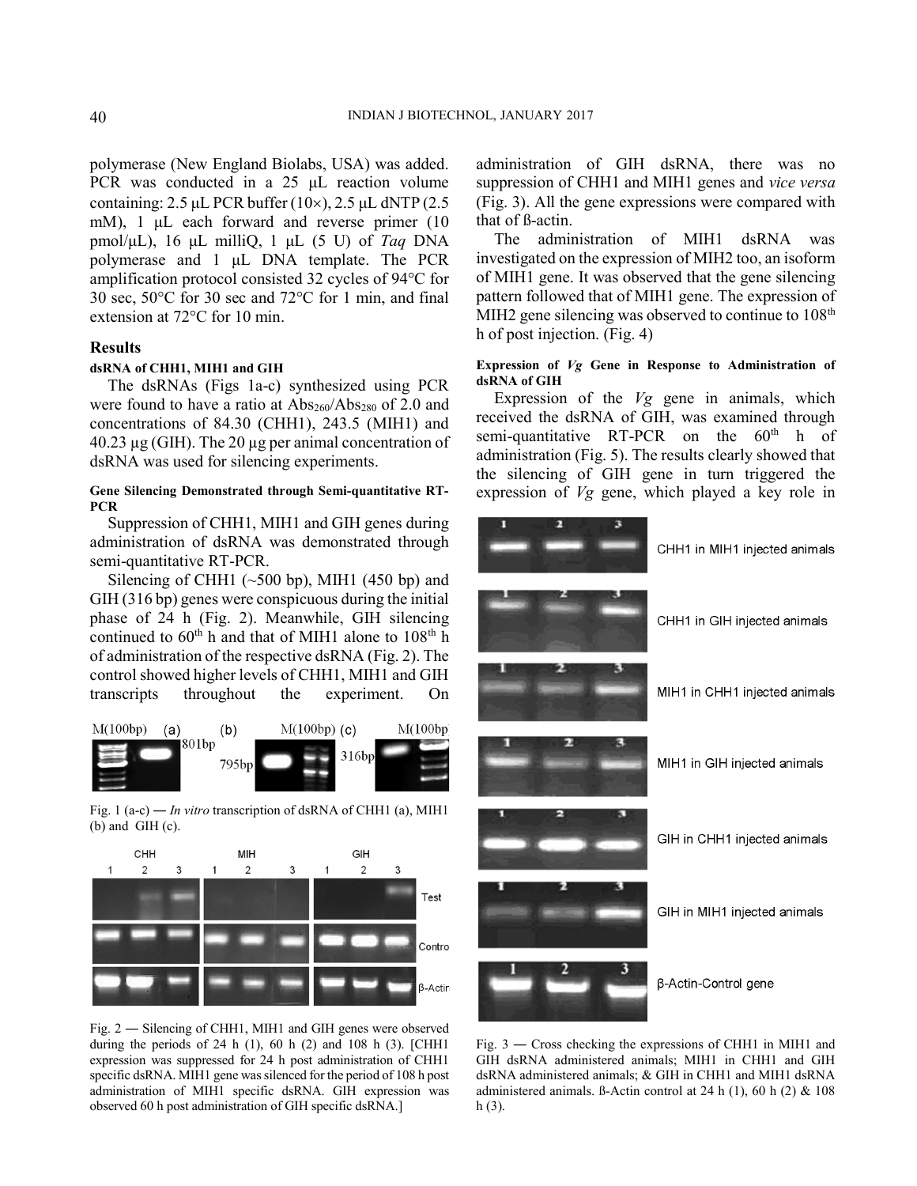polymerase (New England Biolabs, USA) was added. PCR was conducted in a 25 μL reaction volume containing: 2.5 μL PCR buffer (10×), 2.5 μL dNTP (2.5 mM), 1 μL each forward and reverse primer (10 pmol/μL), 16 μL milliQ, 1 μL (5 U) of *Taq* DNA polymerase and 1 μL DNA template. The PCR amplification protocol consisted 32 cycles of 94°C for 30 sec, 50°C for 30 sec and 72°C for 1 min, and final extension at 72°C for 10 min.

## Results

### dsRNA of CHH1, MIH1 and GIH

The dsRNAs (Figs 1a-c) synthesized using PCR were found to have a ratio at $Abs_{260}/Abs_{280}$ of 2.0 and concentrations of 84.30 (CHH1), 243.5 (MIH1) and 40.23 μg (GIH). The 20 μg per animal concentration of dsRNA was used for silencing experiments.

### Gene Silencing Demonstrated through Semi-quantitative RT-PCR

Suppression of CHH1, MIH1 and GIH genes during administration of dsRNA was demonstrated through semi-quantitative RT-PCR.

Silencing of CHH1 (~500 bp), MIH1 (450 bp) and GIH (316 bp) genes were conspicuous during the initial phase of 24 h (Fig. 2). Meanwhile, GIH silencing continued to 60th h and that of MIH1 alone to 108th h of administration of the respective dsRNA (Fig. 2). The control showed higher levels of CHH1, MIH1 and GIH transcripts throughout the experiment. On administration of GIH dsRNA, there was no suppression of CHH1 and MIH1 genes and *vice versa* (Fig. 3). All the gene expressions were compared with that of ß-actin.

Fig. 1 (a-c) — *In vitro* transcription of dsRNA of CHH1 (a), MIH1 (b) and GIH (c).

Fig. 2 — Silencing of CHH1, MIH1 and GIH genes were observed during the periods of 24 h (1), 60 h (2) and 108 h (3). [CHH1 expression was suppressed for 24 h post administration of CHH1 specific dsRNA. MIH1 gene was silenced for the period of 108 h post administration of MIH1 specific dsRNA. GIH expression was observed 60 h post administration of GIH specific dsRNA.]

The administration of MIH1 dsRNA was investigated on the expression of MIH2 too, an isoform of MIH1 gene. It was observed that the gene silencing pattern followed that of MIH1 gene. The expression of MIH2 gene silencing was observed to continue to 108th h of post injection. (Fig. 4)

### Expression of *Vg* Gene in Response to Administration of dsRNA of GIH

Expression of the *Vg* gene in animals, which received the dsRNA of GIH, was examined through semi-quantitative RT-PCR on the 60th h of administration (Fig. 5). The results clearly showed that the silencing of GIH gene in turn triggered the expression of *Vg* gene, which played a key role in

Fig. 3 — Cross checking the expressions of CHH1 in MIH1 and GIH dsRNA administered animals; MIH1 in CHH1 and GIH dsRNA administered animals; & GIH in CHH1 and MIH1 dsRNA administered animals. ß-Actin control at 24 h (1), 60 h (2) & 108 h (3).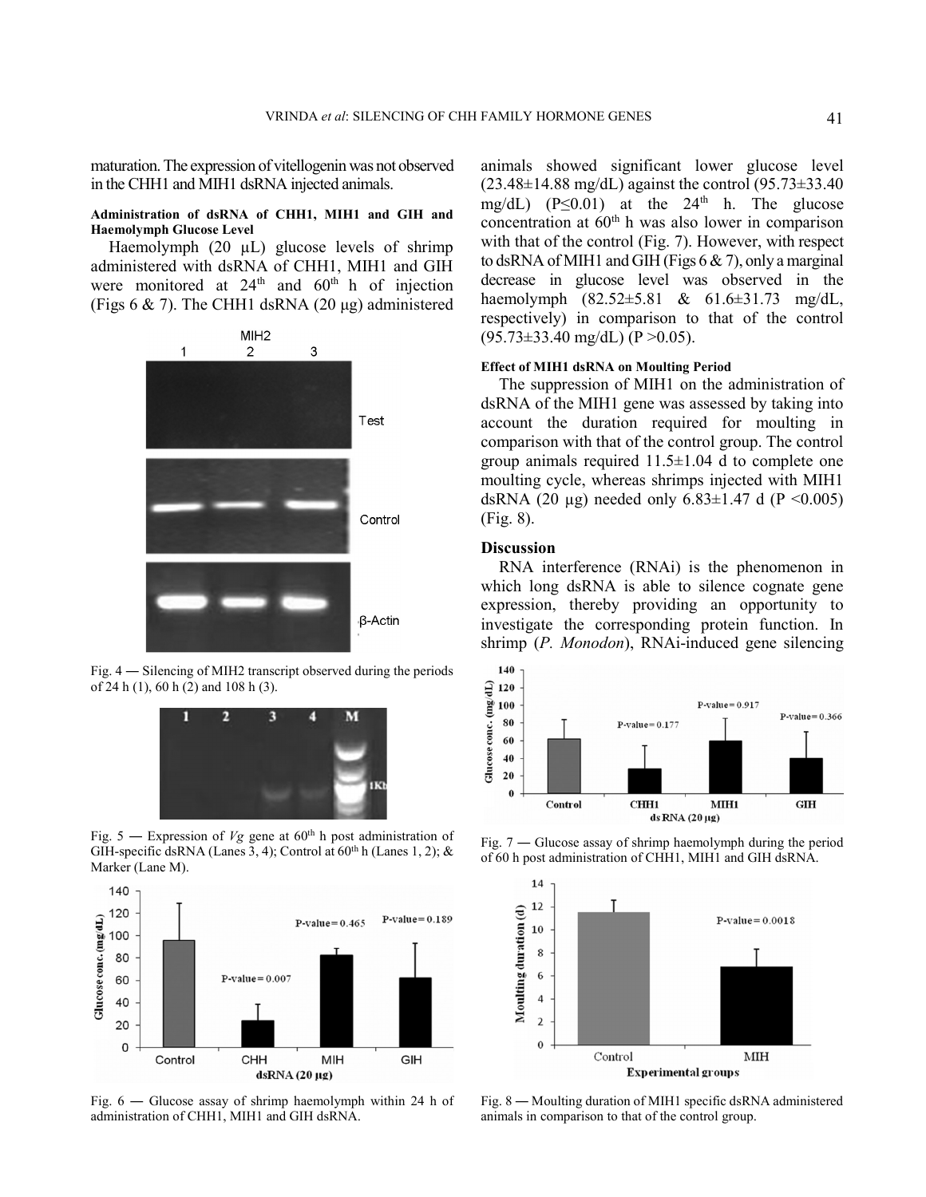maturation. The expression of vitellogenin was not observed in the CHH1 and MIH1 dsRNA injected animals.

#### Administration of dsRNA of CHH1, MIH1 and GIH and Haemolymph Glucose Level

Haemolymph (20 µL) glucose levels of shrimp administered with dsRNA of CHH1, MIH1 and GIH were monitored at 24[th] and 60[th] h of injection (Figs 6 & 7). The CHH1 dsRNA (20 µg) administered animals showed significant lower glucose level (23.48±14.88 mg/dL) against the control (95.73±33.40 mg/dL) ($P \leq 0.01$) at the 24[th] h. The glucose concentration at 60[th] h was also lower in comparison with that of the control (Fig. 7). However, with respect to dsRNA of MIH1 and GIH (Figs 6 & 7), only a marginal decrease in glucose level was observed in the haemolymph (82.52±5.81 & 61.6±31.73 mg/dL, respectively) in comparison to that of the control (95.73±33.40 mg/dL) ($P > 0.05$).

Fig. 4 — Silencing of MIH2 transcript observed during the periods of 24 h (1), 60 h (2) and 108 h (3).

Fig. 5 — Expression of *Vg* gene at 60[th] h post administration of GIH-specific dsRNA (Lanes 3, 4); Control at 60[th] h (Lanes 1, 2); & Marker (Lane M).

Fig. 6 — Glucose assay of shrimp haemolymph within 24 h of administration of CHH1, MIH1 and GIH dsRNA.

#### Effect of MIH1 dsRNA on Moulting Period

The suppression of MIH1 on the administration of dsRNA of the MIH1 gene was assessed by taking into account the duration required for moulting in comparison with that of the control group. The control group animals required 11.5±1.04 d to complete one moulting cycle, whereas shrimps injected with MIH1 dsRNA (20 µg) needed only 6.83±1.47 d ($P < 0.005$) (Fig. 8).

## Discussion

RNA interference (RNAi) is the phenomenon in which long dsRNA is able to silence cognate gene expression, thereby providing an opportunity to investigate the corresponding protein function. In shrimp (*P. Monodon*), RNAi-induced gene silencing

Fig. 7 — Glucose assay of shrimp haemolymph during the period of 60 h post administration of CHH1, MIH1 and GIH dsRNA.

Fig. 8 — Moulting duration of MIH1 specific dsRNA administered animals in comparison to that of the control group.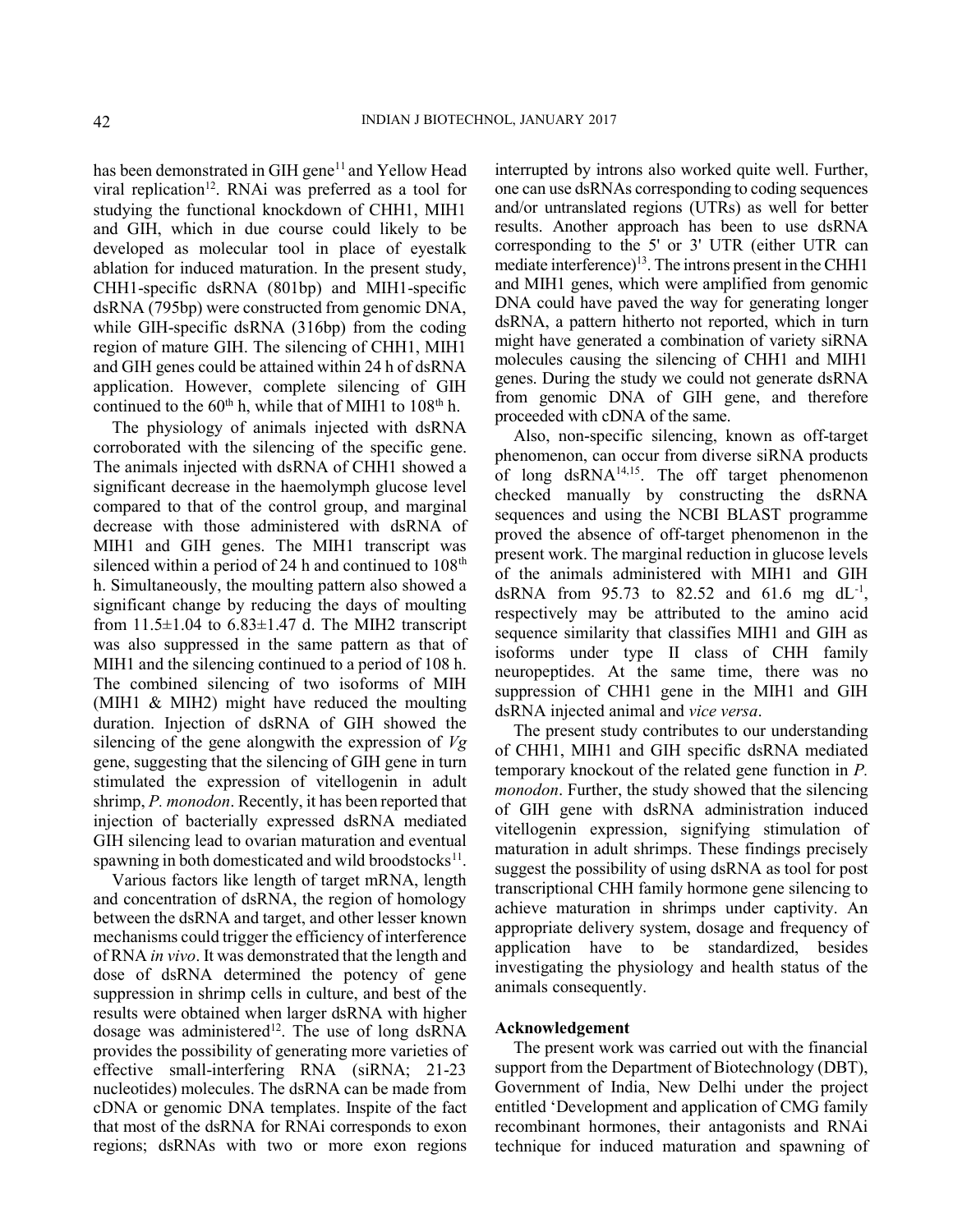has been demonstrated in GIH gene[11] and Yellow Head viral replication[12]. RNAi was preferred as a tool for studying the functional knockdown of CHH1, MIH1 and GIH, which in due course could likely to be developed as molecular tool in place of eyestalk ablation for induced maturation. In the present study, CHH1-specific dsRNA (801bp) and MIH1-specific dsRNA (795bp) were constructed from genomic DNA, while GIH-specific dsRNA (316bp) from the coding region of mature GIH. The silencing of CHH1, MIH1 and GIH genes could be attained within 24 h of dsRNA application. However, complete silencing of GIH continued to the 60$^{th}$ h, while that of MIH1 to 108$^{th}$ h.

The physiology of animals injected with dsRNA corroborated with the silencing of the specific gene. The animals injected with dsRNA of CHH1 showed a significant decrease in the haemolymph glucose level compared to that of the control group, and marginal decrease with those administered with dsRNA of MIH1 and GIH genes. The MIH1 transcript was silenced within a period of 24 h and continued to 108$^{th}$ h. Simultaneously, the moulting pattern also showed a significant change by reducing the days of moulting from 11.5±1.04 to 6.83±1.47 d. The MIH2 transcript was also suppressed in the same pattern as that of MIH1 and the silencing continued to a period of 108 h. The combined silencing of two isoforms of MIH (MIH1 & MIH2) might have reduced the moulting duration. Injection of dsRNA of GIH showed the silencing of the gene alongwith the expression of *Vg* gene, suggesting that the silencing of GIH gene in turn stimulated the expression of vitellogenin in adult shrimp, *P. monodon*. Recently, it has been reported that injection of bacterially expressed dsRNA mediated GIH silencing lead to ovarian maturation and eventual spawning in both domesticated and wild broodstocks[11].

Various factors like length of target mRNA, length and concentration of dsRNA, the region of homology between the dsRNA and target, and other lesser known mechanisms could trigger the efficiency of interference of RNA *in vivo*. It was demonstrated that the length and dose of dsRNA determined the potency of gene suppression in shrimp cells in culture, and best of the results were obtained when larger dsRNA with higher dosage was administered[12]. The use of long dsRNA provides the possibility of generating more varieties of effective small-interfering RNA (siRNA; 21-23 nucleotides) molecules. The dsRNA can be made from cDNA or genomic DNA templates. Inspite of the fact that most of the dsRNA for RNAi corresponds to exon regions; dsRNAs with two or more exon regions interrupted by introns also worked quite well. Further, one can use dsRNAs corresponding to coding sequences and/or untranslated regions (UTRs) as well for better results. Another approach has been to use dsRNA corresponding to the 5' or 3' UTR (either UTR can mediate interference)[13]. The introns present in the CHH1 and MIH1 genes, which were amplified from genomic DNA could have paved the way for generating longer dsRNA, a pattern hitherto not reported, which in turn might have generated a combination of variety siRNA molecules causing the silencing of CHH1 and MIH1 genes. During the study we could not generate dsRNA from genomic DNA of GIH gene, and therefore proceeded with cDNA of the same.

Also, non-specific silencing, known as off-target phenomenon, can occur from diverse siRNA products of long dsRNA[14,15]. The off target phenomenon checked manually by constructing the dsRNA sequences and using the NCBI BLAST programme proved the absence of off-target phenomenon in the present work. The marginal reduction in glucose levels of the animals administered with MIH1 and GIH dsRNA from 95.73 to 82.52 and 61.6 mg dL$^{-1}$, respectively may be attributed to the amino acid sequence similarity that classifies MIH1 and GIH as isoforms under type II class of CHH family neuropeptides. At the same time, there was no suppression of CHH1 gene in the MIH1 and GIH dsRNA injected animal and *vice versa*.

The present study contributes to our understanding of CHH1, MIH1 and GIH specific dsRNA mediated temporary knockout of the related gene function in *P. monodon*. Further, the study showed that the silencing of GIH gene with dsRNA administration induced vitellogenin expression, signifying stimulation of maturation in adult shrimps. These findings precisely suggest the possibility of using dsRNA as tool for post transcriptional CHH family hormone gene silencing to achieve maturation in shrimps under captivity. An appropriate delivery system, dosage and frequency of application have to be standardized, besides investigating the physiology and health status of the animals consequently.

## Acknowledgement

The present work was carried out with the financial support from the Department of Biotechnology (DBT), Government of India, New Delhi under the project entitled 'Development and application of CMG family recombinant hormones, their antagonists and RNAi technique for induced maturation and spawning of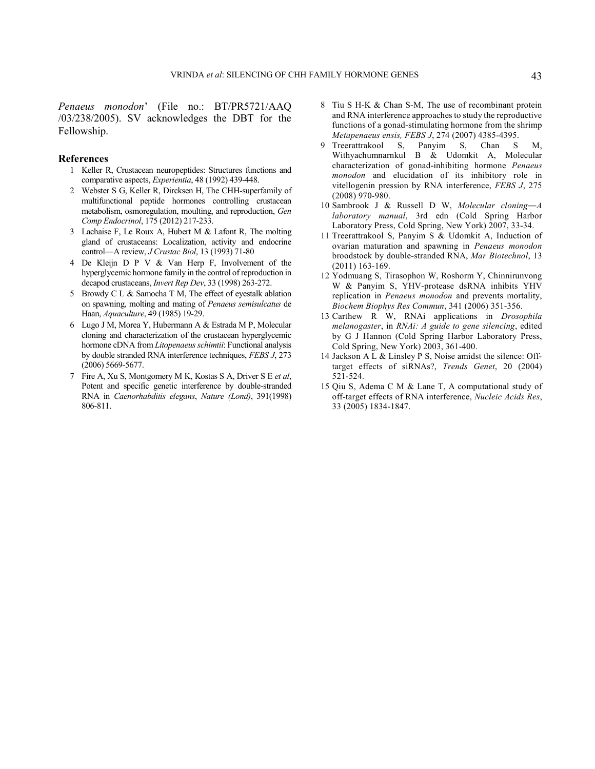*Penaeus monodon*' (File no.: BT/PR5721/AAQ /03/238/2005). SV acknowledges the DBT for the Fellowship.

## References

1. Keller R, Crustacean neuropeptides: Structures functions and comparative aspects, *Experientia*, 48 (1992) 439-448.
2. Webster S G, Keller R, Dircksen H, The CHH-superfamily of multifunctional peptide hormones controlling crustacean metabolism, osmoregulation, moulting, and reproduction, *Gen Comp Endocrinol*, 175 (2012) 217-233.
3. Lachaise F, Le Roux A, Hubert M & Lafont R, The molting gland of crustaceans: Localization, activity and endocrine control―A review, *J Crustac Biol*, 13 (1993) 71-80
4. De Kleijn D P V & Van Herp F, Involvement of the hyperglycemic hormone family in the control of reproduction in decapod crustaceans, *Invert Rep Dev*, 33 (1998) 263-272.
5. Browdy C L & Samocha T M, The effect of eyestalk ablation on spawning, molting and mating of *Penaeus semisulcatus* de Haan, *Aquaculture*, 49 (1985) 19-29.
6. Lugo J M, Morea Y, Hubermann A & Estrada M P, Molecular cloning and characterization of the crustacean hyperglycemic hormone cDNA from *Litopenaeus schimtii*: Functional analysis by double stranded RNA interference techniques, *FEBS J*, 273 (2006) 5669-5677.
7. Fire A, Xu S, Montgomery M K, Kostas S A, Driver S E *et al*, Potent and specific genetic interference by double-stranded RNA in *Caenorhabditis elegans*, *Nature (Lond)*, 391(1998) 806-811.
8. Tiu S H-K & Chan S-M, The use of recombinant protein and RNA interference approaches to study the reproductive functions of a gonad-stimulating hormone from the shrimp *Metapenaeus ensis, FEBS J*, 274 (2007) 4385-4395.
9. Treerattrakool S, Panyim S, Chan S M, Withyachumnarnkul B & Udomkit A, Molecular characterization of gonad-inhibiting hormone *Penaeus monodon* and elucidation of its inhibitory role in vitellogenin pression by RNA interference, *FEBS J*, 275 (2008) 970-980.
10. Sambrook J & Russell D W, *Molecular cloning―A laboratory manual*, 3rd edn (Cold Spring Harbor Laboratory Press, Cold Spring, New York) 2007, 33-34.
11. Treerattrakool S, Panyim S & Udomkit A, Induction of ovarian maturation and spawning in *Penaeus monodon* broodstock by double-stranded RNA, *Mar Biotechnol*, 13 (2011) 163-169.
12. Yodmuang S, Tirasophon W, Roshorm Y, Chinnirunvong W & Panyim S, YHV-protease dsRNA inhibits YHV replication in *Penaeus monodon* and prevents mortality, *Biochem Biophys Res Commun*, 341 (2006) 351-356.
13. Carthew R W, RNAi applications in *Drosophila melanogaster*, in *RNAi: A guide to gene silencing*, edited by G J Hannon (Cold Spring Harbor Laboratory Press, Cold Spring, New York) 2003, 361-400.
14. Jackson A L & Linsley P S, Noise amidst the silence: Off-target effects of siRNAs?, *Trends Genet*, 20 (2004) 521-524.
15. Qiu S, Adema C M & Lane T, A computational study of off-target effects of RNA interference, *Nucleic Acids Res*, 33 (2005) 1834-1847.